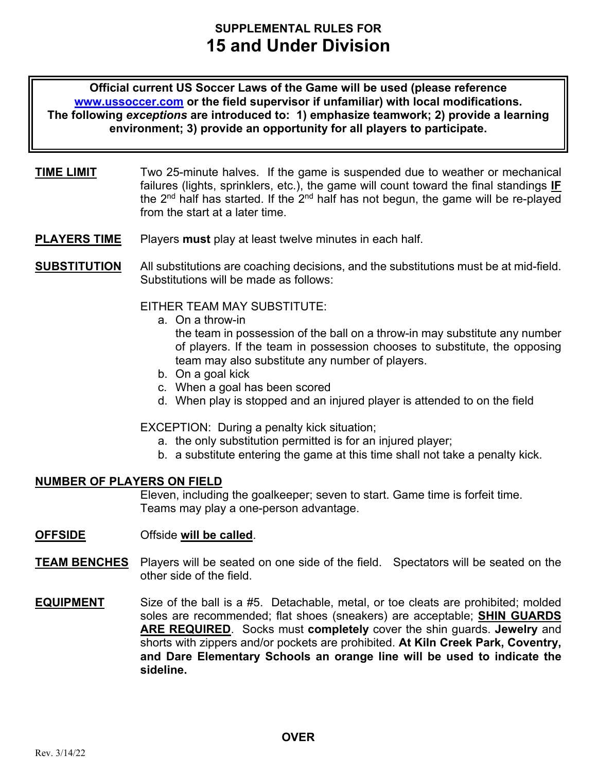## SUPPLEMENTAL RULES FOR

# 15 and Under Division

**Official current US Soccer Laws of the Game will be used (please reference [www.ussoccer.com](http://www.ussoccer.com) or the field supervisor if unfamiliar) with local modifications. The following *exceptions* are introduced to: 1) emphasize teamwork; 2) provide a learning environment; 3) provide an opportunity for all players to participate.**

**TIME LIMIT** Two 25-minute halves. If the game is suspended due to weather or mechanical failures (lights, sprinklers, etc.), the game will count toward the final standings **IF** the 2nd half has started. If the 2nd half has not begun, the game will be re-played from the start at a later time.

**PLAYERS TIME** Players **must** play at least twelve minutes in each half.

**SUBSTITUTION** All substitutions are coaching decisions, and the substitutions must be at mid-field. Substitutions will be made as follows:

EITHER TEAM MAY SUBSTITUTE:

a. On a throw-in
   the team in possession of the ball on a throw-in may substitute any number of players. If the team in possession chooses to substitute, the opposing team may also substitute any number of players.
b. On a goal kick
c. When a goal has been scored
d. When play is stopped and an injured player is attended to on the field

EXCEPTION: During a penalty kick situation;

a. the only substitution permitted is for an injured player;
b. a substitute entering the game at this time shall not take a penalty kick.

**NUMBER OF PLAYERS ON FIELD**

Eleven, including the goalkeeper; seven to start. Game time is forfeit time. Teams may play a one-person advantage.

**OFFSIDE** Offside **will be called**.

**TEAM BENCHES** Players will be seated on one side of the field. Spectators will be seated on the other side of the field.

**EQUIPMENT** Size of the ball is a #5. Detachable, metal, or toe cleats are prohibited; molded soles are recommended; flat shoes (sneakers) are acceptable; **SHIN GUARDS ARE REQUIRED**. Socks must **completely** cover the shin guards. **Jewelry** and shorts with zippers and/or pockets are prohibited. **At Kiln Creek Park, Coventry, and Dare Elementary Schools an orange line will be used to indicate the sideline.**

**OVER**

Rev. 3/14/22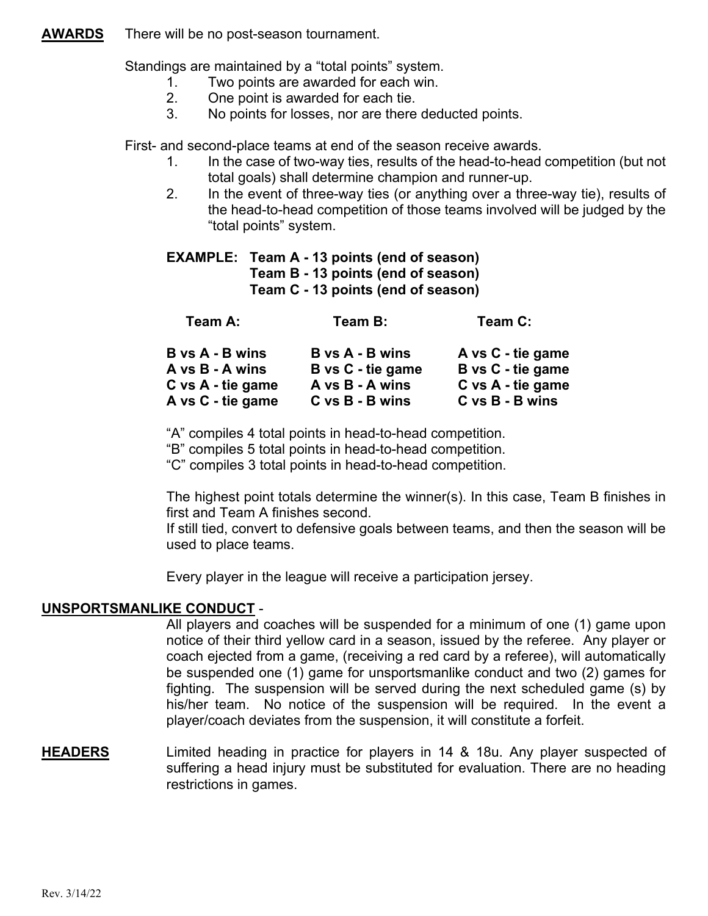**AWARDS** There will be no post-season tournament.

Standings are maintained by a "total points" system.

1. Two points are awarded for each win.
2. One point is awarded for each tie.
3. No points for losses, nor are there deducted points.

First- and second-place teams at end of the season receive awards.

1. In the case of two-way ties, results of the head-to-head competition (but not total goals) shall determine champion and runner-up.
2. In the event of three-way ties (or anything over a three-way tie), results of the head-to-head competition of those teams involved will be judged by the "total points" system.

**EXAMPLE: Team A - 13 points (end of season)**
**Team B - 13 points (end of season)**
**Team C - 13 points (end of season)**

| Team A: | Team B: | Team C: |
|---|---|---|
| B vs A - B wins | B vs A - B wins | A vs C - tie game |
| A vs B - A wins | B vs C - tie game | B vs C - tie game |
| C vs A - tie game | A vs B - A wins | C vs A - tie game |
| A vs C - tie game | C vs B - B wins | C vs B - B wins |

"A" compiles 4 total points in head-to-head competition.
"B" compiles 5 total points in head-to-head competition.
"C" compiles 3 total points in head-to-head competition.

The highest point totals determine the winner(s). In this case, Team B finishes in first and Team A finishes second.
If still tied, convert to defensive goals between teams, and then the season will be used to place teams.

Every player in the league will receive a participation jersey.

**UNSPORTSMANLIKE CONDUCT** -

All players and coaches will be suspended for a minimum of one (1) game upon notice of their third yellow card in a season, issued by the referee. Any player or coach ejected from a game, (receiving a red card by a referee), will automatically be suspended one (1) game for unsportsmanlike conduct and two (2) games for fighting. The suspension will be served during the next scheduled game (s) by his/her team. No notice of the suspension will be required. In the event a player/coach deviates from the suspension, it will constitute a forfeit.

**HEADERS** Limited heading in practice for players in 14 & 18u. Any player suspected of suffering a head injury must be substituted for evaluation. There are no heading restrictions in games.

Rev. 3/14/22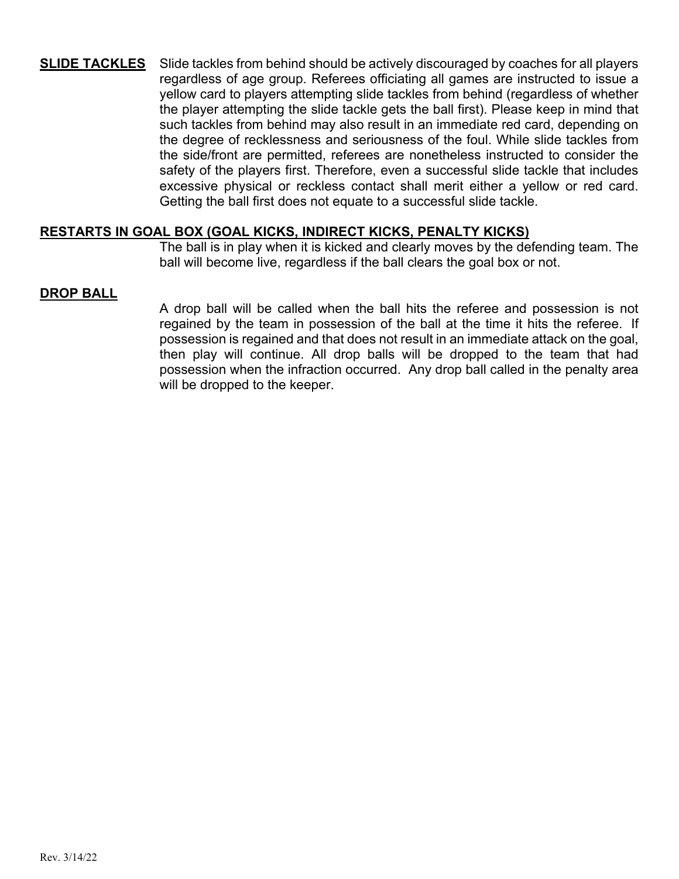**SLIDE TACKLES** Slide tackles from behind should be actively discouraged by coaches for all players regardless of age group. Referees officiating all games are instructed to issue a yellow card to players attempting slide tackles from behind (regardless of whether the player attempting the slide tackle gets the ball first). Please keep in mind that such tackles from behind may also result in an immediate red card, depending on the degree of recklessness and seriousness of the foul. While slide tackles from the side/front are permitted, referees are nonetheless instructed to consider the safety of the players first. Therefore, even a successful slide tackle that includes excessive physical or reckless contact shall merit either a yellow or red card. Getting the ball first does not equate to a successful slide tackle.

**RESTARTS IN GOAL BOX (GOAL KICKS, INDIRECT KICKS, PENALTY KICKS)**

The ball is in play when it is kicked and clearly moves by the defending team. The ball will become live, regardless if the ball clears the goal box or not.

**DROP BALL**

A drop ball will be called when the ball hits the referee and possession is not regained by the team in possession of the ball at the time it hits the referee. If possession is regained and that does not result in an immediate attack on the goal, then play will continue. All drop balls will be dropped to the team that had possession when the infraction occurred. Any drop ball called in the penalty area will be dropped to the keeper.

Rev. 3/14/22